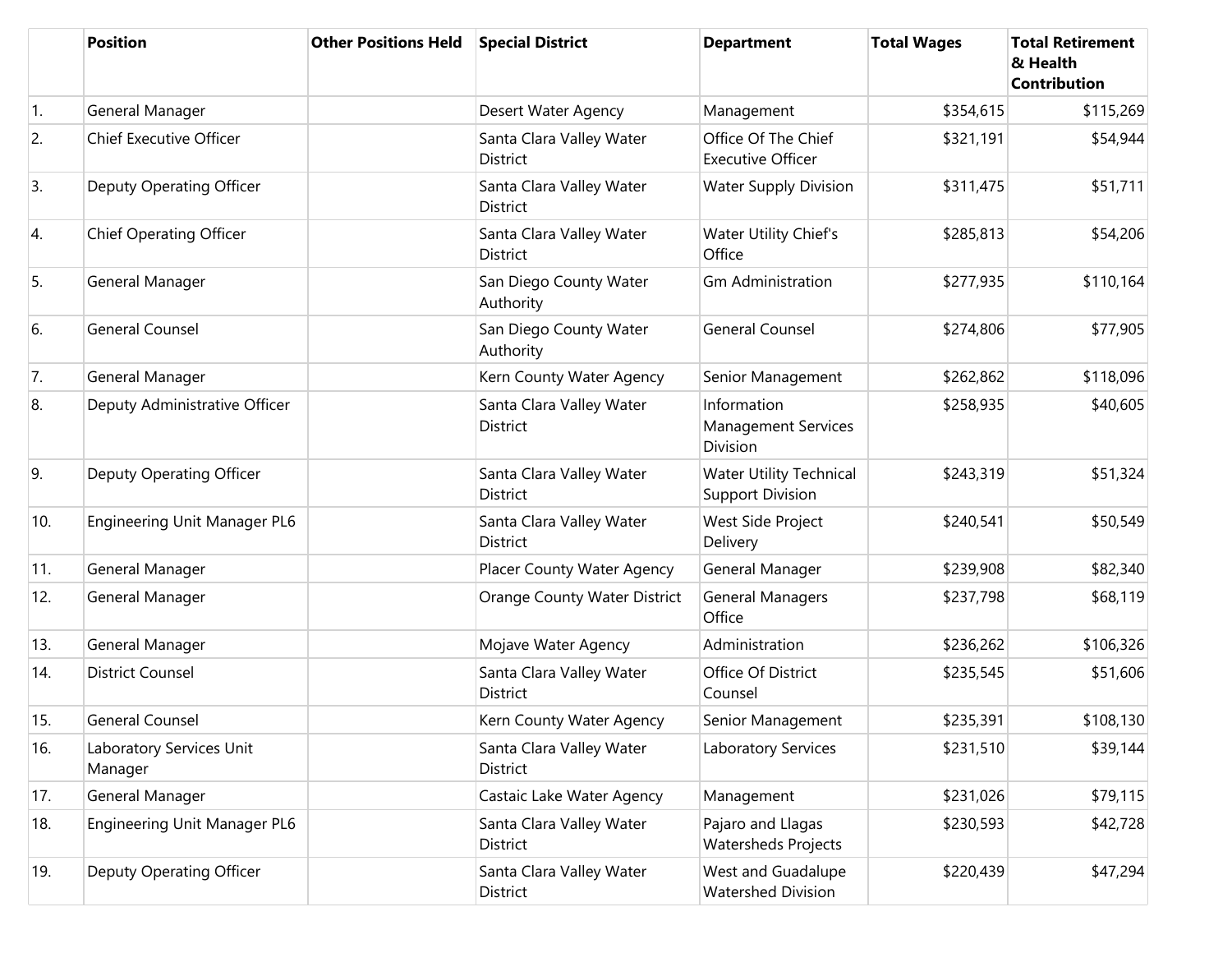| | Position | Other Positions Held | Special District | Department | Total Wages | Total Retirement & Health Contribution |
|---|---|---|---|---|---|---|
| 1. | General Manager | | Desert Water Agency | Management | $354,615 | $115,269 |
| 2. | Chief Executive Officer | | Santa Clara Valley Water District | Office Of The Chief Executive Officer | $321,191 | $54,944 |
| 3. | Deputy Operating Officer | | Santa Clara Valley Water District | Water Supply Division | $311,475 | $51,711 |
| 4. | Chief Operating Officer | | Santa Clara Valley Water District | Water Utility Chief's Office | $285,813 | $54,206 |
| 5. | General Manager | | San Diego County Water Authority | Gm Administration | $277,935 | $110,164 |
| 6. | General Counsel | | San Diego County Water Authority | General Counsel | $274,806 | $77,905 |
| 7. | General Manager | | Kern County Water Agency | Senior Management | $262,862 | $118,096 |
| 8. | Deputy Administrative Officer | | Santa Clara Valley Water District | Information Management Services Division | $258,935 | $40,605 |
| 9. | Deputy Operating Officer | | Santa Clara Valley Water District | Water Utility Technical Support Division | $243,319 | $51,324 |
| 10. | Engineering Unit Manager PL6 | | Santa Clara Valley Water District | West Side Project Delivery | $240,541 | $50,549 |
| 11. | General Manager | | Placer County Water Agency | General Manager | $239,908 | $82,340 |
| 12. | General Manager | | Orange County Water District | General Managers Office | $237,798 | $68,119 |
| 13. | General Manager | | Mojave Water Agency | Administration | $236,262 | $106,326 |
| 14. | District Counsel | | Santa Clara Valley Water District | Office Of District Counsel | $235,545 | $51,606 |
| 15. | General Counsel | | Kern County Water Agency | Senior Management | $235,391 | $108,130 |
| 16. | Laboratory Services Unit Manager | | Santa Clara Valley Water District | Laboratory Services | $231,510 | $39,144 |
| 17. | General Manager | | Castaic Lake Water Agency | Management | $231,026 | $79,115 |
| 18. | Engineering Unit Manager PL6 | | Santa Clara Valley Water District | Pajaro and Llagas Watersheds Projects | $230,593 | $42,728 |
| 19. | Deputy Operating Officer | | Santa Clara Valley Water District | West and Guadalupe Watershed Division | $220,439 | $47,294 |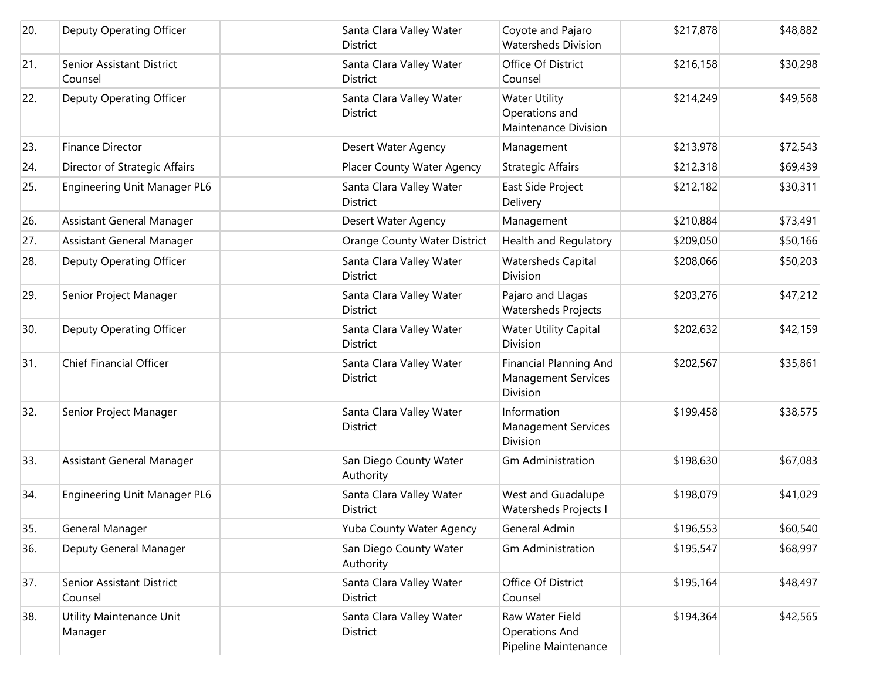| | | | | | | |
|---|---|---|---|---|---|---|
| 20. | Deputy Operating Officer | | Santa Clara Valley Water District | Coyote and Pajaro Watersheds Division | $217,878 | $48,882 |
| 21. | Senior Assistant District Counsel | | Santa Clara Valley Water District | Office Of District Counsel | $216,158 | $30,298 |
| 22. | Deputy Operating Officer | | Santa Clara Valley Water District | Water Utility Operations and Maintenance Division | $214,249 | $49,568 |
| 23. | Finance Director | | Desert Water Agency | Management | $213,978 | $72,543 |
| 24. | Director of Strategic Affairs | | Placer County Water Agency | Strategic Affairs | $212,318 | $69,439 |
| 25. | Engineering Unit Manager PL6 | | Santa Clara Valley Water District | East Side Project Delivery | $212,182 | $30,311 |
| 26. | Assistant General Manager | | Desert Water Agency | Management | $210,884 | $73,491 |
| 27. | Assistant General Manager | | Orange County Water District | Health and Regulatory | $209,050 | $50,166 |
| 28. | Deputy Operating Officer | | Santa Clara Valley Water District | Watersheds Capital Division | $208,066 | $50,203 |
| 29. | Senior Project Manager | | Santa Clara Valley Water District | Pajaro and Llagas Watersheds Projects | $203,276 | $47,212 |
| 30. | Deputy Operating Officer | | Santa Clara Valley Water District | Water Utility Capital Division | $202,632 | $42,159 |
| 31. | Chief Financial Officer | | Santa Clara Valley Water District | Financial Planning And Management Services Division | $202,567 | $35,861 |
| 32. | Senior Project Manager | | Santa Clara Valley Water District | Information Management Services Division | $199,458 | $38,575 |
| 33. | Assistant General Manager | | San Diego County Water Authority | Gm Administration | $198,630 | $67,083 |
| 34. | Engineering Unit Manager PL6 | | Santa Clara Valley Water District | West and Guadalupe Watersheds Projects I | $198,079 | $41,029 |
| 35. | General Manager | | Yuba County Water Agency | General Admin | $196,553 | $60,540 |
| 36. | Deputy General Manager | | San Diego County Water Authority | Gm Administration | $195,547 | $68,997 |
| 37. | Senior Assistant District Counsel | | Santa Clara Valley Water District | Office Of District Counsel | $195,164 | $48,497 |
| 38. | Utility Maintenance Unit Manager | | Santa Clara Valley Water District | Raw Water Field Operations And Pipeline Maintenance | $194,364 | $42,565 |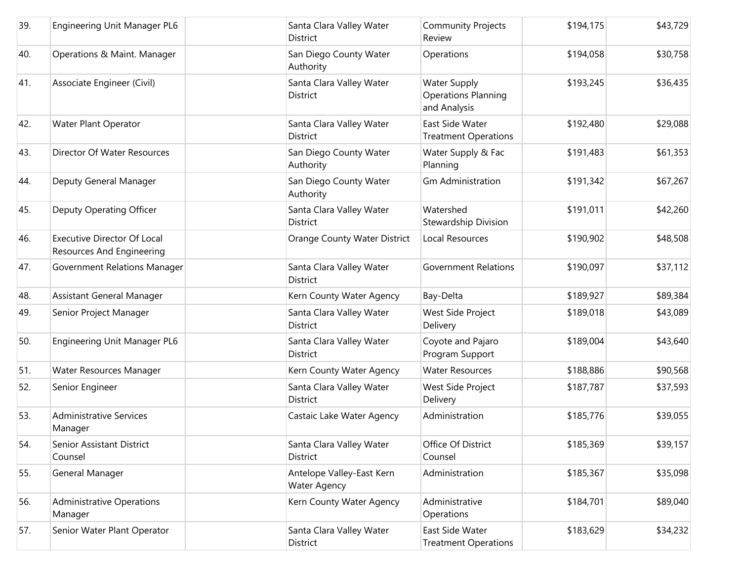| | | | | | | |
|---|---|---|---|---|---|---|
| 39. | Engineering Unit Manager PL6 | | Santa Clara Valley Water District | Community Projects Review | $194,175 | $43,729 |
| 40. | Operations & Maint. Manager | | San Diego County Water Authority | Operations | $194,058 | $30,758 |
| 41. | Associate Engineer (Civil) | | Santa Clara Valley Water District | Water Supply Operations Planning and Analysis | $193,245 | $36,435 |
| 42. | Water Plant Operator | | Santa Clara Valley Water District | East Side Water Treatment Operations | $192,480 | $29,088 |
| 43. | Director Of Water Resources | | San Diego County Water Authority | Water Supply & Fac Planning | $191,483 | $61,353 |
| 44. | Deputy General Manager | | San Diego County Water Authority | Gm Administration | $191,342 | $67,267 |
| 45. | Deputy Operating Officer | | Santa Clara Valley Water District | Watershed Stewardship Division | $191,011 | $42,260 |
| 46. | Executive Director Of Local Resources And Engineering | | Orange County Water District | Local Resources | $190,902 | $48,508 |
| 47. | Government Relations Manager | | Santa Clara Valley Water District | Government Relations | $190,097 | $37,112 |
| 48. | Assistant General Manager | | Kern County Water Agency | Bay-Delta | $189,927 | $89,384 |
| 49. | Senior Project Manager | | Santa Clara Valley Water District | West Side Project Delivery | $189,018 | $43,089 |
| 50. | Engineering Unit Manager PL6 | | Santa Clara Valley Water District | Coyote and Pajaro Program Support | $189,004 | $43,640 |
| 51. | Water Resources Manager | | Kern County Water Agency | Water Resources | $188,886 | $90,568 |
| 52. | Senior Engineer | | Santa Clara Valley Water District | West Side Project Delivery | $187,787 | $37,593 |
| 53. | Administrative Services Manager | | Castaic Lake Water Agency | Administration | $185,776 | $39,055 |
| 54. | Senior Assistant District Counsel | | Santa Clara Valley Water District | Office Of District Counsel | $185,369 | $39,157 |
| 55. | General Manager | | Antelope Valley-East Kern Water Agency | Administration | $185,367 | $35,098 |
| 56. | Administrative Operations Manager | | Kern County Water Agency | Administrative Operations | $184,701 | $89,040 |
| 57. | Senior Water Plant Operator | | Santa Clara Valley Water District | East Side Water Treatment Operations | $183,629 | $34,232 |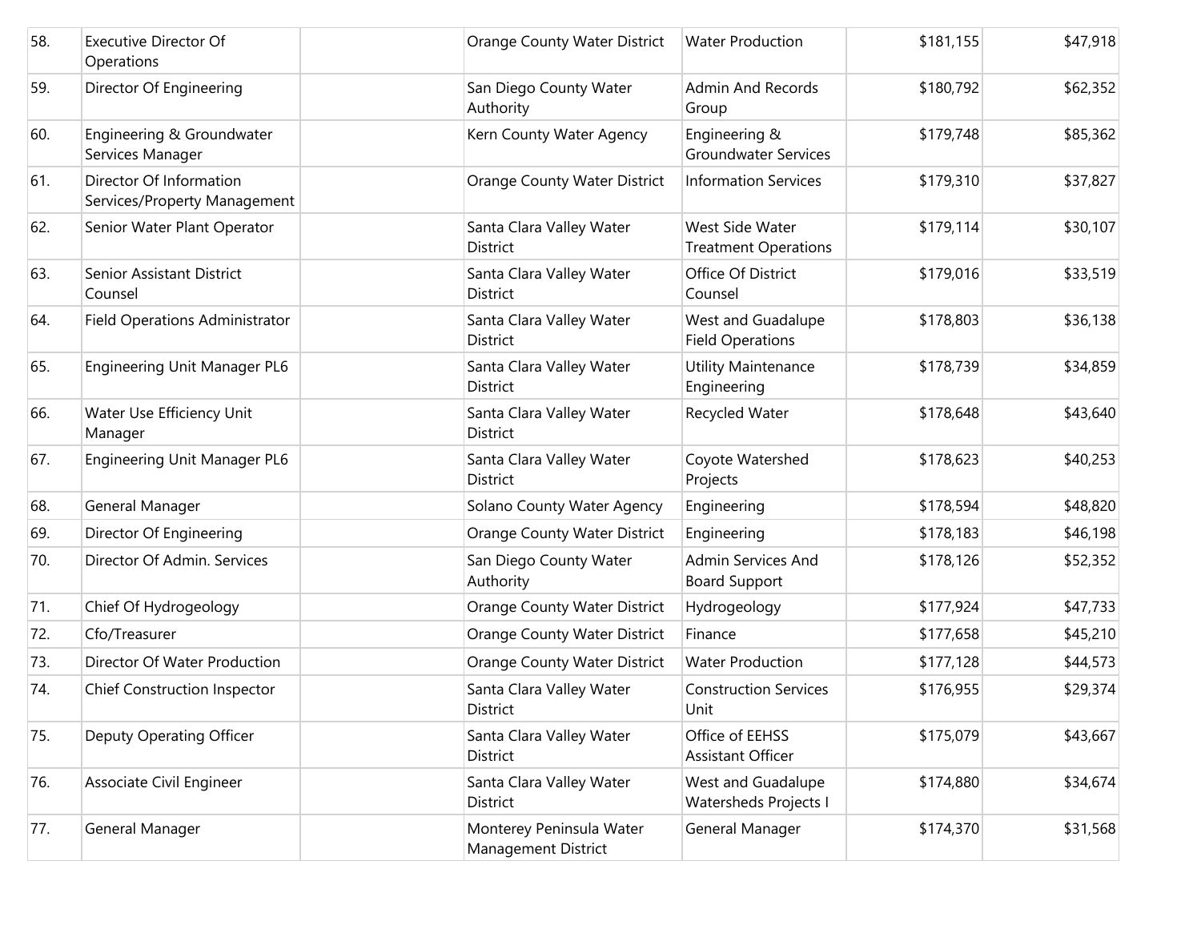| | | | | | | |
|---|---|---|---|---|---|---|
| 58. | Executive Director Of Operations | | Orange County Water District | Water Production | $181,155 | $47,918 |
| 59. | Director Of Engineering | | San Diego County Water Authority | Admin And Records Group | $180,792 | $62,352 |
| 60. | Engineering & Groundwater Services Manager | | Kern County Water Agency | Engineering & Groundwater Services | $179,748 | $85,362 |
| 61. | Director Of Information Services/Property Management | | Orange County Water District | Information Services | $179,310 | $37,827 |
| 62. | Senior Water Plant Operator | | Santa Clara Valley Water District | West Side Water Treatment Operations | $179,114 | $30,107 |
| 63. | Senior Assistant District Counsel | | Santa Clara Valley Water District | Office Of District Counsel | $179,016 | $33,519 |
| 64. | Field Operations Administrator | | Santa Clara Valley Water District | West and Guadalupe Field Operations | $178,803 | $36,138 |
| 65. | Engineering Unit Manager PL6 | | Santa Clara Valley Water District | Utility Maintenance Engineering | $178,739 | $34,859 |
| 66. | Water Use Efficiency Unit Manager | | Santa Clara Valley Water District | Recycled Water | $178,648 | $43,640 |
| 67. | Engineering Unit Manager PL6 | | Santa Clara Valley Water District | Coyote Watershed Projects | $178,623 | $40,253 |
| 68. | General Manager | | Solano County Water Agency | Engineering | $178,594 | $48,820 |
| 69. | Director Of Engineering | | Orange County Water District | Engineering | $178,183 | $46,198 |
| 70. | Director Of Admin. Services | | San Diego County Water Authority | Admin Services And Board Support | $178,126 | $52,352 |
| 71. | Chief Of Hydrogeology | | Orange County Water District | Hydrogeology | $177,924 | $47,733 |
| 72. | Cfo/Treasurer | | Orange County Water District | Finance | $177,658 | $45,210 |
| 73. | Director Of Water Production | | Orange County Water District | Water Production | $177,128 | $44,573 |
| 74. | Chief Construction Inspector | | Santa Clara Valley Water District | Construction Services Unit | $176,955 | $29,374 |
| 75. | Deputy Operating Officer | | Santa Clara Valley Water District | Office of EEHSS Assistant Officer | $175,079 | $43,667 |
| 76. | Associate Civil Engineer | | Santa Clara Valley Water District | West and Guadalupe Watersheds Projects I | $174,880 | $34,674 |
| 77. | General Manager | | Monterey Peninsula Water Management District | General Manager | $174,370 | $31,568 |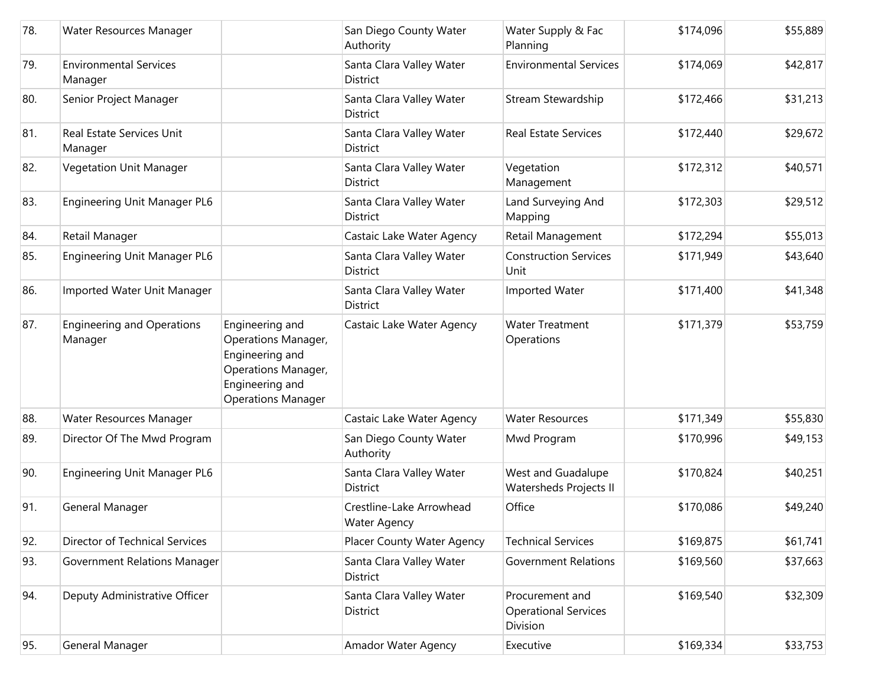| | | | | | | |
|---|---|---|---|---|---|---|
| 78. | Water Resources Manager | | San Diego County Water Authority | Water Supply & Fac Planning | $174,096 | $55,889 |
| 79. | Environmental Services Manager | | Santa Clara Valley Water District | Environmental Services | $174,069 | $42,817 |
| 80. | Senior Project Manager | | Santa Clara Valley Water District | Stream Stewardship | $172,466 | $31,213 |
| 81. | Real Estate Services Unit Manager | | Santa Clara Valley Water District | Real Estate Services | $172,440 | $29,672 |
| 82. | Vegetation Unit Manager | | Santa Clara Valley Water District | Vegetation Management | $172,312 | $40,571 |
| 83. | Engineering Unit Manager PL6 | | Santa Clara Valley Water District | Land Surveying And Mapping | $172,303 | $29,512 |
| 84. | Retail Manager | | Castaic Lake Water Agency | Retail Management | $172,294 | $55,013 |
| 85. | Engineering Unit Manager PL6 | | Santa Clara Valley Water District | Construction Services Unit | $171,949 | $43,640 |
| 86. | Imported Water Unit Manager | | Santa Clara Valley Water District | Imported Water | $171,400 | $41,348 |
| 87. | Engineering and Operations Manager | Engineering and Operations Manager, Engineering and Operations Manager, Engineering and Operations Manager | Castaic Lake Water Agency | Water Treatment Operations | $171,379 | $53,759 |
| 88. | Water Resources Manager | | Castaic Lake Water Agency | Water Resources | $171,349 | $55,830 |
| 89. | Director Of The Mwd Program | | San Diego County Water Authority | Mwd Program | $170,996 | $49,153 |
| 90. | Engineering Unit Manager PL6 | | Santa Clara Valley Water District | West and Guadalupe Watersheds Projects II | $170,824 | $40,251 |
| 91. | General Manager | | Crestline-Lake Arrowhead Water Agency | Office | $170,086 | $49,240 |
| 92. | Director of Technical Services | | Placer County Water Agency | Technical Services | $169,875 | $61,741 |
| 93. | Government Relations Manager | | Santa Clara Valley Water District | Government Relations | $169,560 | $37,663 |
| 94. | Deputy Administrative Officer | | Santa Clara Valley Water District | Procurement and Operational Services Division | $169,540 | $32,309 |
| 95. | General Manager | | Amador Water Agency | Executive | $169,334 | $33,753 |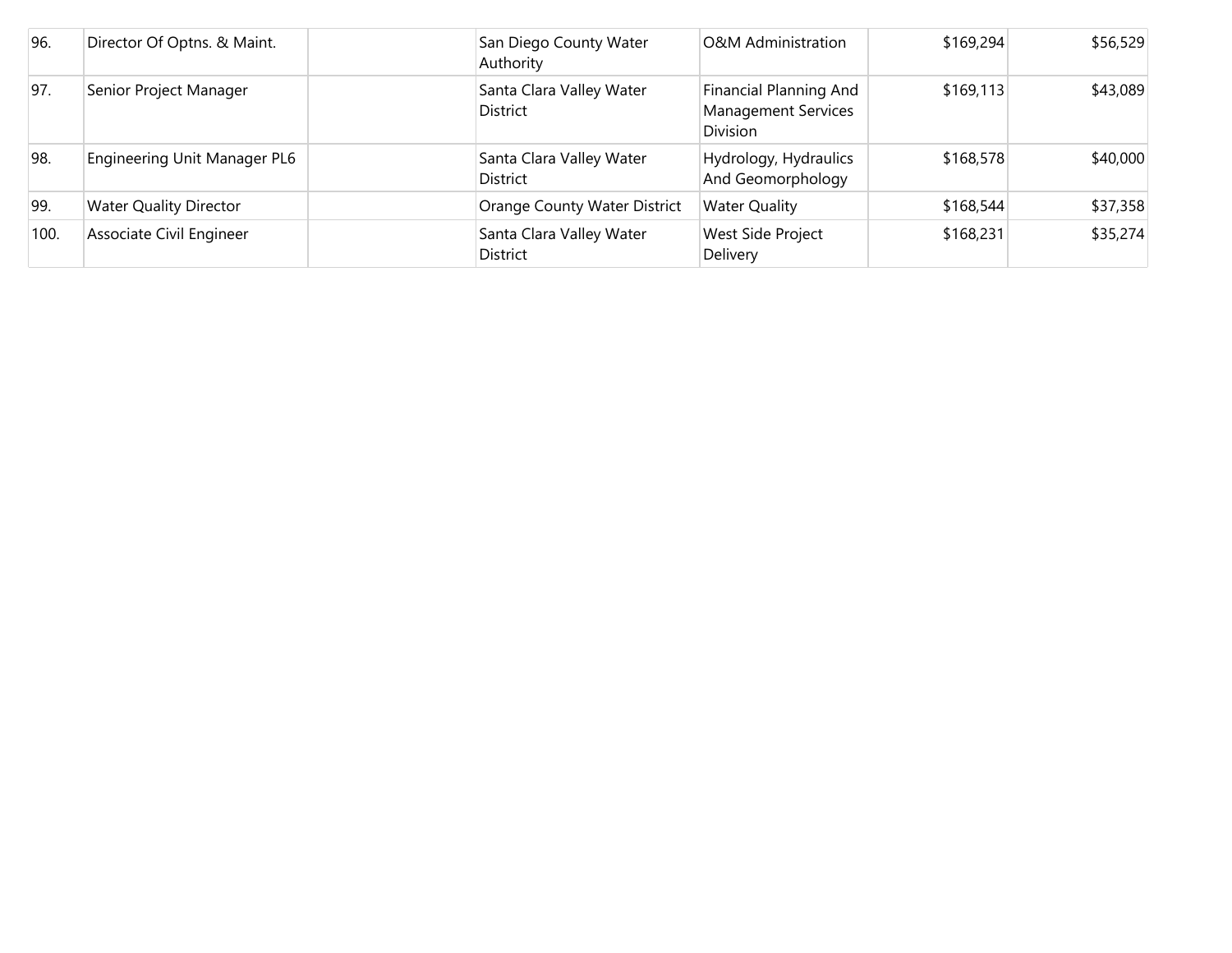| | | | | | | |
|---|---|---|---|---|---|---|
| 96. | Director Of Optns. & Maint. | | San Diego County Water Authority | O&M Administration | $169,294 | $56,529 |
| 97. | Senior Project Manager | | Santa Clara Valley Water District | Financial Planning And Management Services Division | $169,113 | $43,089 |
| 98. | Engineering Unit Manager PL6 | | Santa Clara Valley Water District | Hydrology, Hydraulics And Geomorphology | $168,578 | $40,000 |
| 99. | Water Quality Director | | Orange County Water District | Water Quality | $168,544 | $37,358 |
| 100. | Associate Civil Engineer | | Santa Clara Valley Water District | West Side Project Delivery | $168,231 | $35,274 |